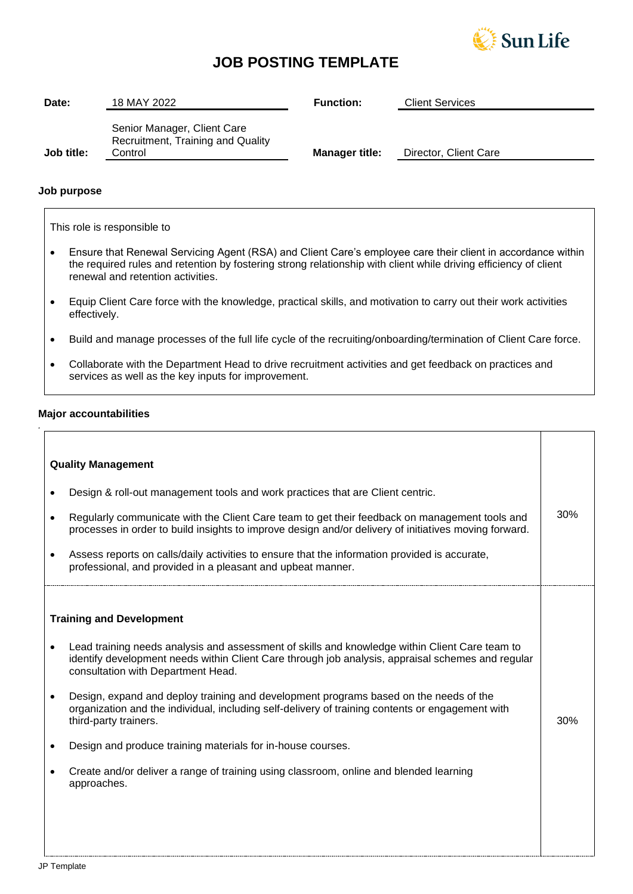# JOB POSTING TEMPLATE

| | | | |
|---|---|---|---|
| **Date:** | 18 MAY 2022 | **Function:** | Client Services |
| **Job title:** | Senior Manager, Client Care Recruitment, Training and Quality Control | **Manager title:** | Director, Client Care |

**Job purpose**

This role is responsible to

- Ensure that Renewal Servicing Agent (RSA) and Client Care's employee care their client in accordance within the required rules and retention by fostering strong relationship with client while driving efficiency of client renewal and retention activities.
- Equip Client Care force with the knowledge, practical skills, and motivation to carry out their work activities effectively.
- Build and manage processes of the full life cycle of the recruiting/onboarding/termination of Client Care force.
- Collaborate with the Department Head to drive recruitment activities and get feedback on practices and services as well as the key inputs for improvement.

**Major accountabilities**

| | |
|---|---|
| **Quality Management**<br><br>• Design & roll-out management tools and work practices that are Client centric.<br>• Regularly communicate with the Client Care team to get their feedback on management tools and processes in order to build insights to improve design and/or delivery of initiatives moving forward.<br>• Assess reports on calls/daily activities to ensure that the information provided is accurate, professional, and provided in a pleasant and upbeat manner. | 30% |
| **Training and Development**<br><br>• Lead training needs analysis and assessment of skills and knowledge within Client Care team to identify development needs within Client Care through job analysis, appraisal schemes and regular consultation with Department Head.<br>• Design, expand and deploy training and development programs based on the needs of the organization and the individual, including self-delivery of training contents or engagement with third-party trainers.<br>• Design and produce training materials for in-house courses.<br>• Create and/or deliver a range of training using classroom, online and blended learning approaches. | 30% |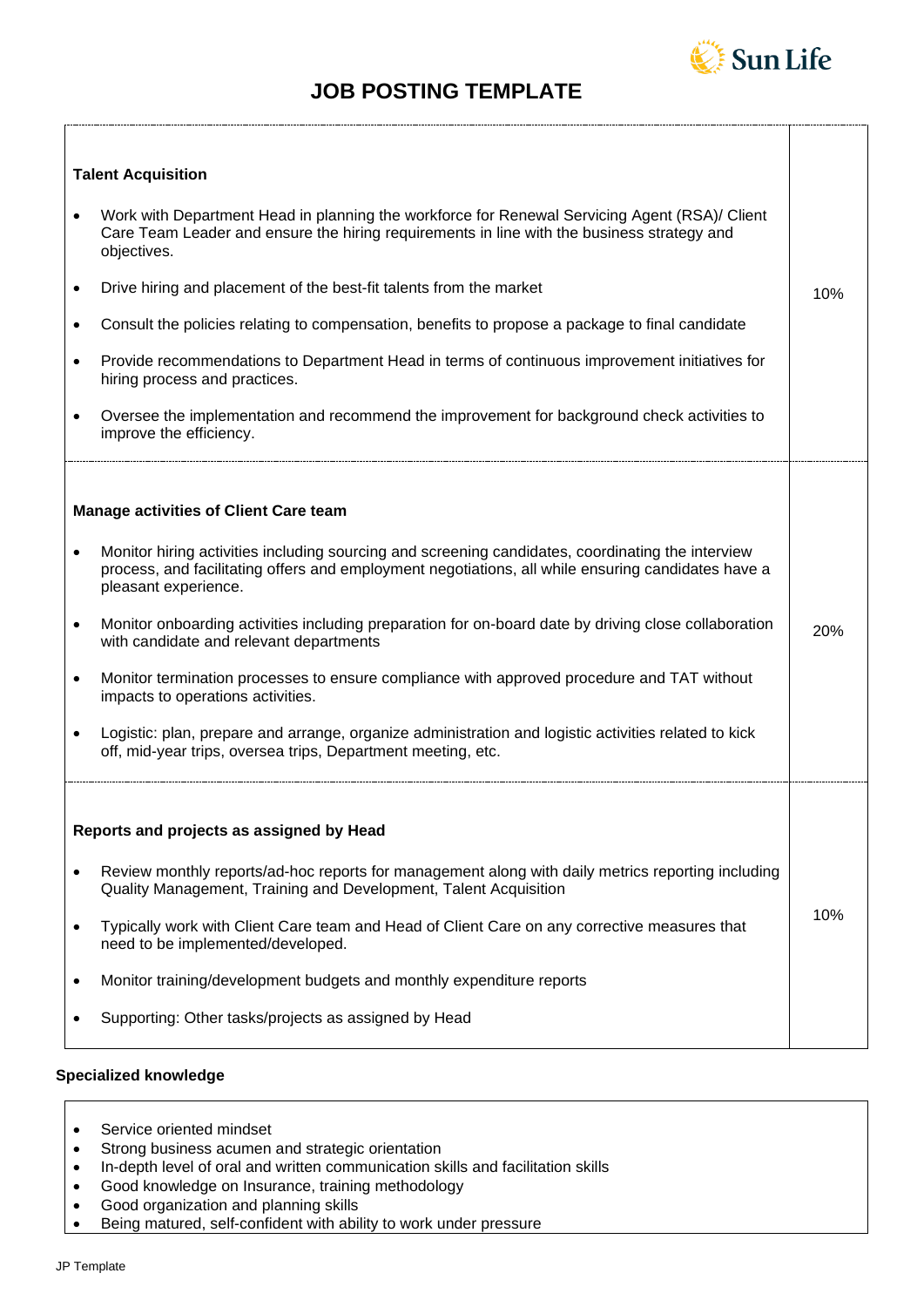# JOB POSTING TEMPLATE

| | |
|---|---|
| **Talent Acquisition**<br><br>• Work with Department Head in planning the workforce for Renewal Servicing Agent (RSA)/ Client Care Team Leader and ensure the hiring requirements in line with the business strategy and objectives.<br>• Drive hiring and placement of the best-fit talents from the market<br>• Consult the policies relating to compensation, benefits to propose a package to final candidate<br>• Provide recommendations to Department Head in terms of continuous improvement initiatives for hiring process and practices.<br>• Oversee the implementation and recommend the improvement for background check activities to improve the efficiency. | 10% |
| **Manage activities of Client Care team**<br><br>• Monitor hiring activities including sourcing and screening candidates, coordinating the interview process, and facilitating offers and employment negotiations, all while ensuring candidates have a pleasant experience.<br>• Monitor onboarding activities including preparation for on-board date by driving close collaboration with candidate and relevant departments<br>• Monitor termination processes to ensure compliance with approved procedure and TAT without impacts to operations activities.<br>• Logistic: plan, prepare and arrange, organize administration and logistic activities related to kick off, mid-year trips, oversea trips, Department meeting, etc. | 20% |
| **Reports and projects as assigned by Head**<br><br>• Review monthly reports/ad-hoc reports for management along with daily metrics reporting including Quality Management, Training and Development, Talent Acquisition<br>• Typically work with Client Care team and Head of Client Care on any corrective measures that need to be implemented/developed.<br>• Monitor training/development budgets and monthly expenditure reports<br>• Supporting: Other tasks/projects as assigned by Head | 10% |

**Specialized knowledge**

- Service oriented mindset
- Strong business acumen and strategic orientation
- In-depth level of oral and written communication skills and facilitation skills
- Good knowledge on Insurance, training methodology
- Good organization and planning skills
- Being matured, self-confident with ability to work under pressure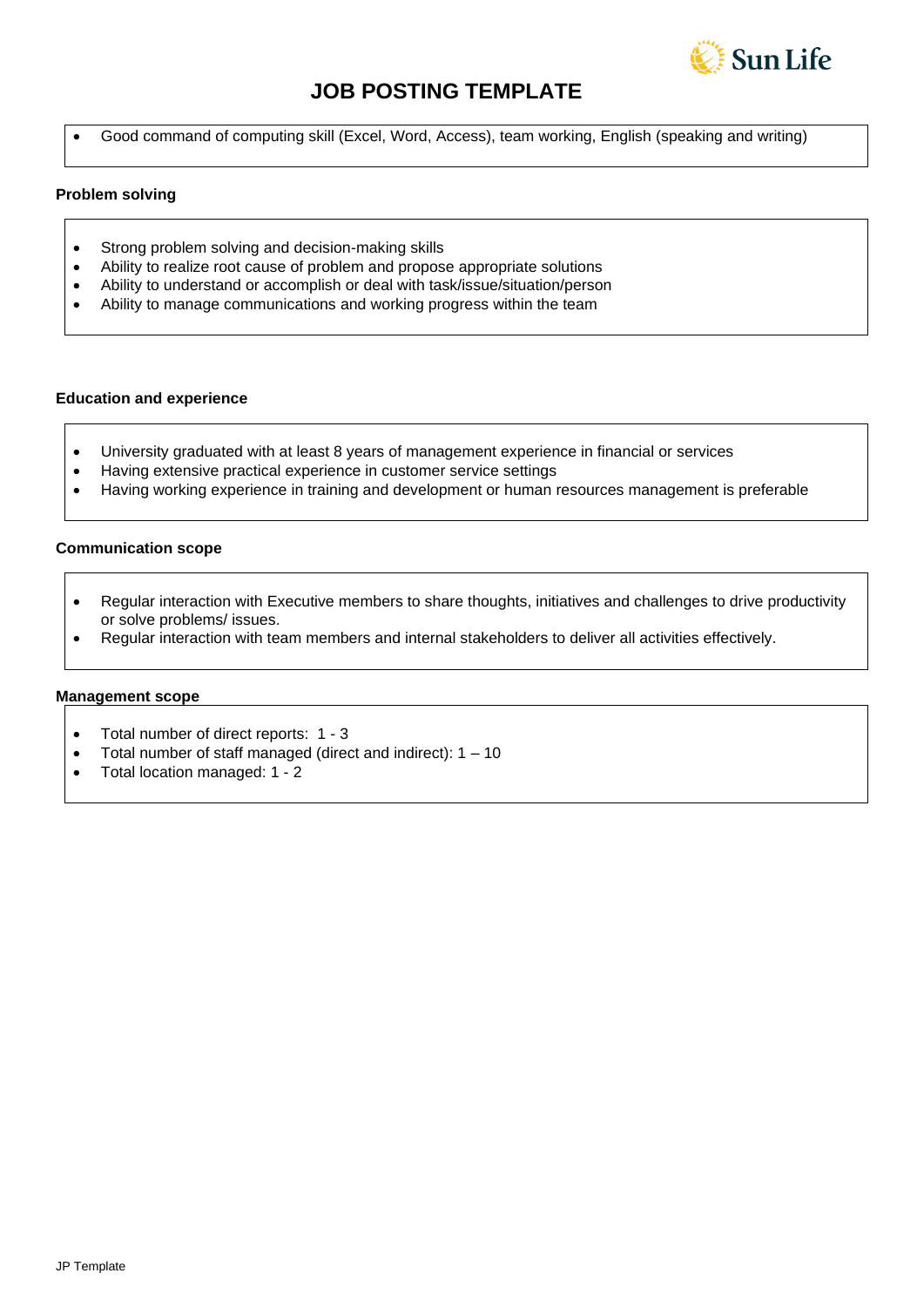- Good command of computing skill (Excel, Word, Access), team working, English (speaking and writing)

**Problem solving**

- Strong problem solving and decision-making skills
- Ability to realize root cause of problem and propose appropriate solutions
- Ability to understand or accomplish or deal with task/issue/situation/person
- Ability to manage communications and working progress within the team

**Education and experience**

- University graduated with at least 8 years of management experience in financial or services
- Having extensive practical experience in customer service settings
- Having working experience in training and development or human resources management is preferable

**Communication scope**

- Regular interaction with Executive members to share thoughts, initiatives and challenges to drive productivity or solve problems/ issues.
- Regular interaction with team members and internal stakeholders to deliver all activities effectively.

**Management scope**

- Total number of direct reports: 1 - 3
- Total number of staff managed (direct and indirect): 1 – 10
- Total location managed: 1 - 2